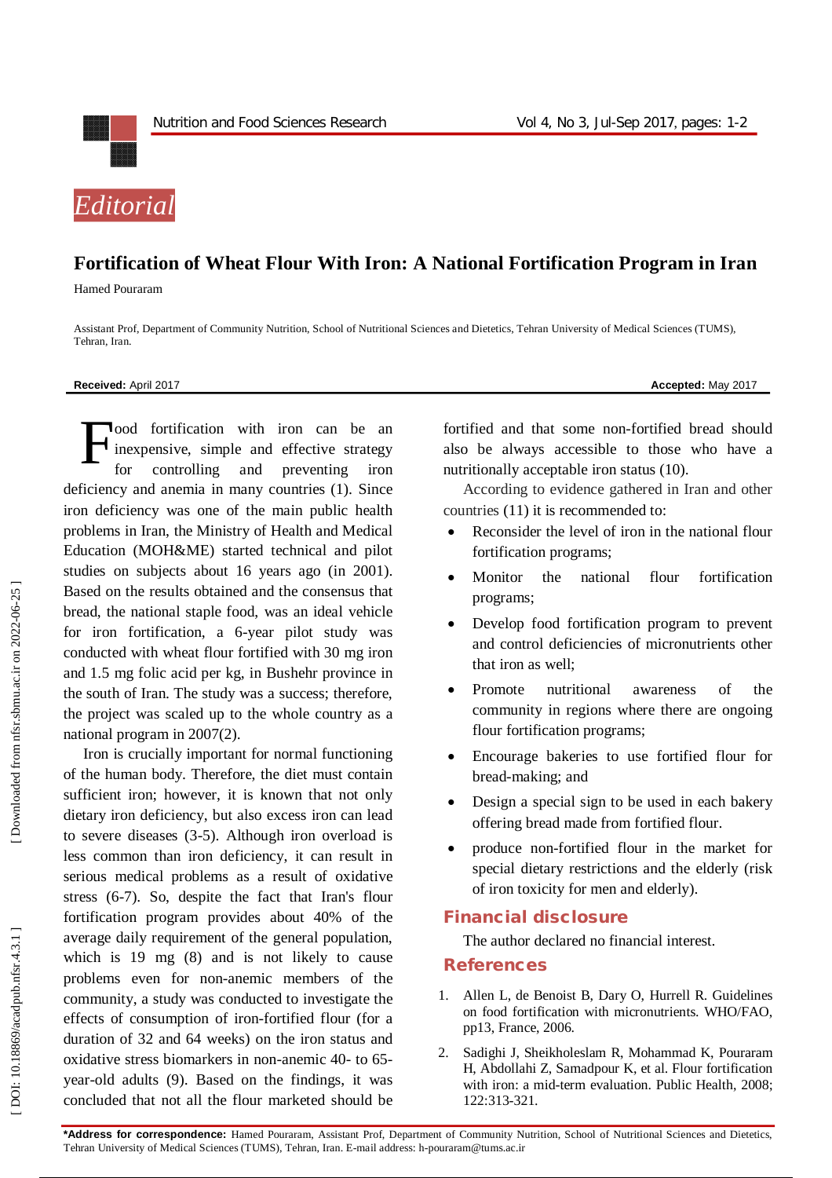*Editorial*

# Fortification of Wheat Flour With Iron: A National Fortification Program in Iran

Hamed Pouraram

Assistant Prof, Department of Community Nutrition, School of Nutritional Sciences and Dietetics, Tehran University of Medical Sciences (TUMS), Tehran, Iran.

**Received:** April 2017 **Accepted:** May 2017

Food fortification with iron can be an inexpensive, simple and effective strategy for controlling and preventing iron deficiency and anemia in many countries (1). Since iron deficiency was one of the main public health problems in Iran, the Ministry of Health and Medical Education (MOH&ME) started technical and pilot studies on subjects about 16 years ago (in 2001). Based on the results obtained and the consensus that bread, the national staple food, was an ideal vehicle for iron fortification, a 6-year pilot study was conducted with wheat flour fortified with 30 mg iron and 1.5 mg folic acid per kg, in Bushehr province in the south of Iran. The study was a success; therefore, the project was scaled up to the whole country as a national program in 2007(2).

Iron is crucially important for normal functioning of the human body. Therefore, the diet must contain sufficient iron; however, it is known that not only dietary iron deficiency, but also excess iron can lead to severe diseases (3-5). Although iron overload is less common than iron deficiency, it can result in serious medical problems as a result of oxidative stress (6-7). So, despite the fact that Iran's flour fortification program provides about 40% of the average daily requirement of the general population, which is 19 mg (8) and is not likely to cause problems even for non-anemic members of the community, a study was conducted to investigate the effects of consumption of iron-fortified flour (for a duration of 32 and 64 weeks) on the iron status and oxidative stress biomarkers in non-anemic 40- to 65-year-old adults (9). Based on the findings, it was concluded that not all the flour marketed should be fortified and that some non-fortified bread should also be always accessible to those who have a nutritionally acceptable iron status (10).

According to evidence gathered in Iran and other countries (11) it is recommended to:

- Reconsider the level of iron in the national flour fortification programs;
- Monitor the national flour fortification programs;
- Develop food fortification program to prevent and control deficiencies of micronutrients other that iron as well;
- Promote nutritional awareness of the community in regions where there are ongoing flour fortification programs;
- Encourage bakeries to use fortified flour for bread-making; and
- Design a special sign to be used in each bakery offering bread made from fortified flour.
- produce non-fortified flour in the market for special dietary restrictions and the elderly (risk of iron toxicity for men and elderly).

## Financial disclosure

The author declared no financial interest.

## References

1. Allen L, de Benoist B, Dary O, Hurrell R. Guidelines on food fortification with micronutrients. WHO/FAO, pp13, France, 2006.
2. Sadighi J, Sheikholeslam R, Mohammad K, Pouraram H, Abdollahi Z, Samadpour K, et al. Flour fortification with iron: a mid-term evaluation. Public Health, 2008; 122:313-321.

**\*Address for correspondence:** Hamed Pouraram, Assistant Prof, Department of Community Nutrition, School of Nutritional Sciences and Dietetics, Tehran University of Medical Sciences (TUMS), Tehran, Iran. E-mail address: h-pouraram@tums.ac.ir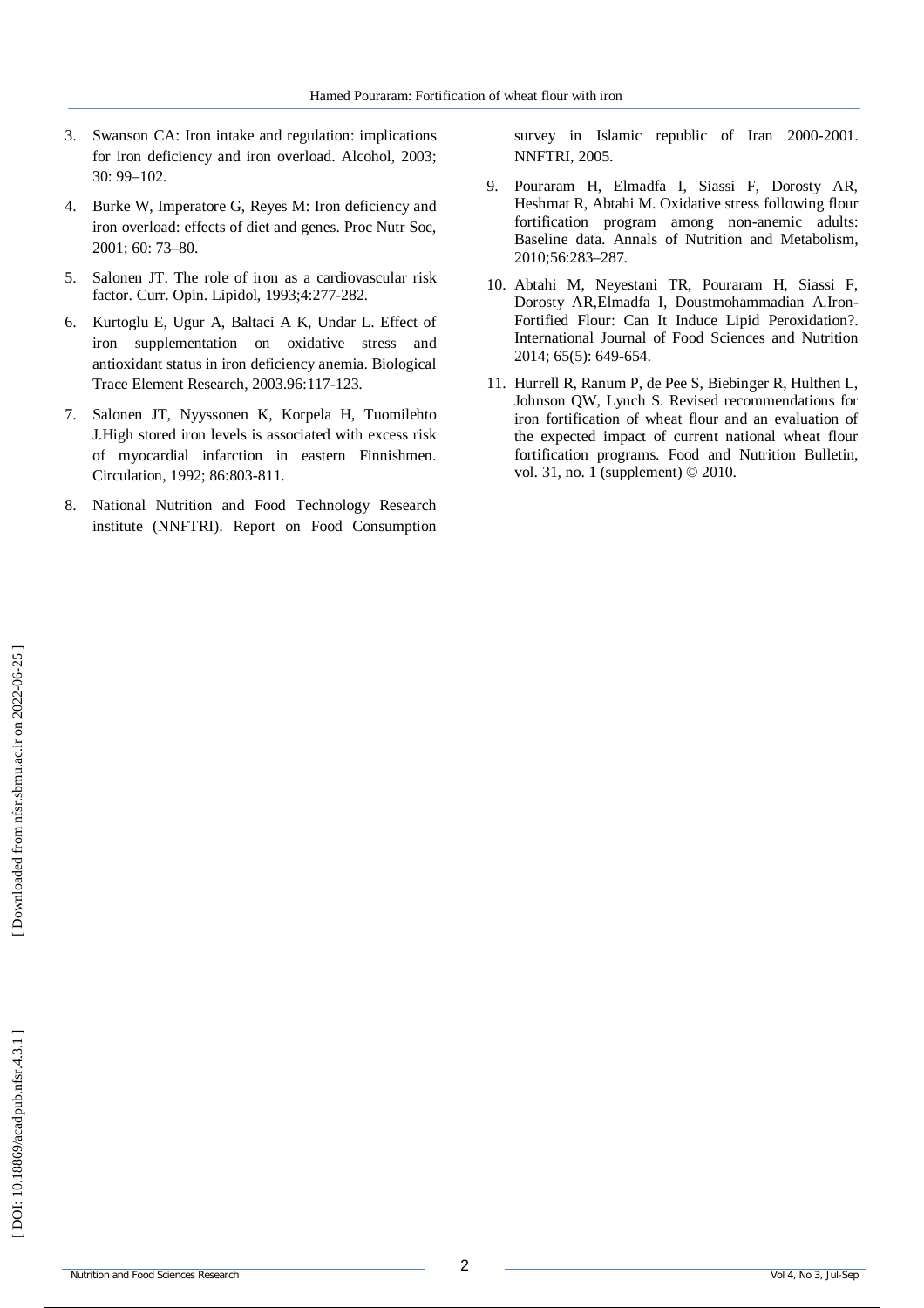3. Swanson CA: Iron intake and regulation: implications for iron deficiency and iron overload. Alcohol, 2003; 30: 99–102.

4. Burke W, Imperatore G, Reyes M: Iron deficiency and iron overload: effects of diet and genes. Proc Nutr Soc, 2001; 60: 73–80.

5. Salonen JT. The role of iron as a cardiovascular risk factor. Curr. Opin. Lipidol, 1993;4:277-282.

6. Kurtoglu E, Ugur A, Baltaci A K, Undar L. Effect of iron supplementation on oxidative stress and antioxidant status in iron deficiency anemia. Biological Trace Element Research, 2003.96:117-123.

7. Salonen JT, Nyyssonen K, Korpela H, Tuomilehto J.High stored iron levels is associated with excess risk of myocardial infarction in eastern Finnishmen. Circulation, 1992; 86:803-811.

8. National Nutrition and Food Technology Research institute (NNFTRI). Report on Food Consumption survey in Islamic republic of Iran 2000-2001. NNFTRI, 2005.

9. Pouraram H, Elmadfa I, Siassi F, Dorosty AR, Heshmat R, Abtahi M. Oxidative stress following flour fortification program among non-anemic adults: Baseline data. Annals of Nutrition and Metabolism, 2010;56:283–287.

10. Abtahi M, Neyestani TR, Pouraram H, Siassi F, Dorosty AR,Elmadfa I, Doustmohammadian A.Iron-Fortified Flour: Can It Induce Lipid Peroxidation?. International Journal of Food Sciences and Nutrition 2014; 65(5): 649-654.

11. Hurrell R, Ranum P, de Pee S, Biebinger R, Hulthen L, Johnson QW, Lynch S. Revised recommendations for iron fortification of wheat flour and an evaluation of the expected impact of current national wheat flour fortification programs. Food and Nutrition Bulletin, vol. 31, no. 1 (supplement) © 2010.